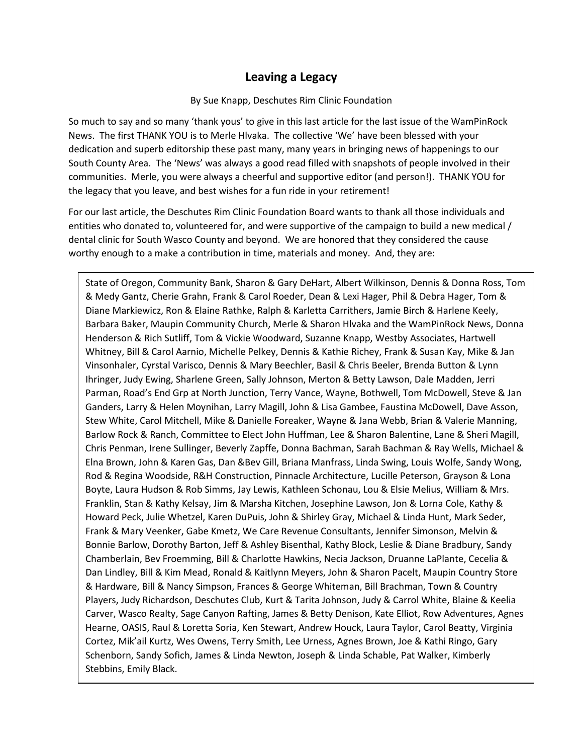# Leaving a Legacy

By Sue Knapp, Deschutes Rim Clinic Foundation

So much to say and so many 'thank yous' to give in this last article for the last issue of the WamPinRock News. The first THANK YOU is to Merle Hlvaka. The collective 'We' have been blessed with your dedication and superb editorship these past many, many years in bringing news of happenings to our South County Area. The 'News' was always a good read filled with snapshots of people involved in their communities. Merle, you were always a cheerful and supportive editor (and person!). THANK YOU for the legacy that you leave, and best wishes for a fun ride in your retirement!

For our last article, the Deschutes Rim Clinic Foundation Board wants to thank all those individuals and entities who donated to, volunteered for, and were supportive of the campaign to build a new medical / dental clinic for South Wasco County and beyond. We are honored that they considered the cause worthy enough to a make a contribution in time, materials and money. And, they are:

State of Oregon, Community Bank, Sharon & Gary DeHart, Albert Wilkinson, Dennis & Donna Ross, Tom & Medy Gantz, Cherie Grahn, Frank & Carol Roeder, Dean & Lexi Hager, Phil & Debra Hager, Tom & Diane Markiewicz, Ron & Elaine Rathke, Ralph & Karletta Carrithers, Jamie Birch & Harlene Keely, Barbara Baker, Maupin Community Church, Merle & Sharon Hlvaka and the WamPinRock News, Donna Henderson & Rich Sutliff, Tom & Vickie Woodward, Suzanne Knapp, Westby Associates, Hartwell Whitney, Bill & Carol Aarnio, Michelle Pelkey, Dennis & Kathie Richey, Frank & Susan Kay, Mike & Jan Vinsonhaler, Cyrstal Varisco, Dennis & Mary Beechler, Basil & Chris Beeler, Brenda Button & Lynn Ihringer, Judy Ewing, Sharlene Green, Sally Johnson, Merton & Betty Lawson, Dale Madden, Jerri Parman, Road's End Grp at North Junction, Terry Vance, Wayne, Bothwell, Tom McDowell, Steve & Jan Ganders, Larry & Helen Moynihan, Larry Magill, John & Lisa Gambee, Faustina McDowell, Dave Asson, Stew White, Carol Mitchell, Mike & Danielle Foreaker, Wayne & Jana Webb, Brian & Valerie Manning, Barlow Rock & Ranch, Committee to Elect John Huffman, Lee & Sharon Balentine, Lane & Sheri Magill, Chris Penman, Irene Sullinger, Beverly Zapffe, Donna Bachman, Sarah Bachman & Ray Wells, Michael & Elna Brown, John & Karen Gas, Dan &Bev Gill, Briana Manfrass, Linda Swing, Louis Wolfe, Sandy Wong, Rod & Regina Woodside, R&H Construction, Pinnacle Architecture, Lucille Peterson, Grayson & Lona Boyte, Laura Hudson & Rob Simms, Jay Lewis, Kathleen Schonau, Lou & Elsie Melius, William & Mrs. Franklin, Stan & Kathy Kelsay, Jim & Marsha Kitchen, Josephine Lawson, Jon & Lorna Cole, Kathy & Howard Peck, Julie Whetzel, Karen DuPuis, John & Shirley Gray, Michael & Linda Hunt, Mark Seder, Frank & Mary Veenker, Gabe Kmetz, We Care Revenue Consultants, Jennifer Simonson, Melvin & Bonnie Barlow, Dorothy Barton, Jeff & Ashley Bisenthal, Kathy Block, Leslie & Diane Bradbury, Sandy Chamberlain, Bev Froemming, Bill & Charlotte Hawkins, Necia Jackson, Druanne LaPlante, Cecelia & Dan Lindley, Bill & Kim Mead, Ronald & Kaitlynn Meyers, John & Sharon Pacelt, Maupin Country Store & Hardware, Bill & Nancy Simpson, Frances & George Whiteman, Bill Brachman, Town & Country Players, Judy Richardson, Deschutes Club, Kurt & Tarita Johnson, Judy & Carrol White, Blaine & Keelia Carver, Wasco Realty, Sage Canyon Rafting, James & Betty Denison, Kate Elliot, Row Adventures, Agnes Hearne, OASIS, Raul & Loretta Soria, Ken Stewart, Andrew Houck, Laura Taylor, Carol Beatty, Virginia Cortez, Mik'ail Kurtz, Wes Owens, Terry Smith, Lee Urness, Agnes Brown, Joe & Kathi Ringo, Gary Schenborn, Sandy Sofich, James & Linda Newton, Joseph & Linda Schable, Pat Walker, Kimberly Stebbins, Emily Black.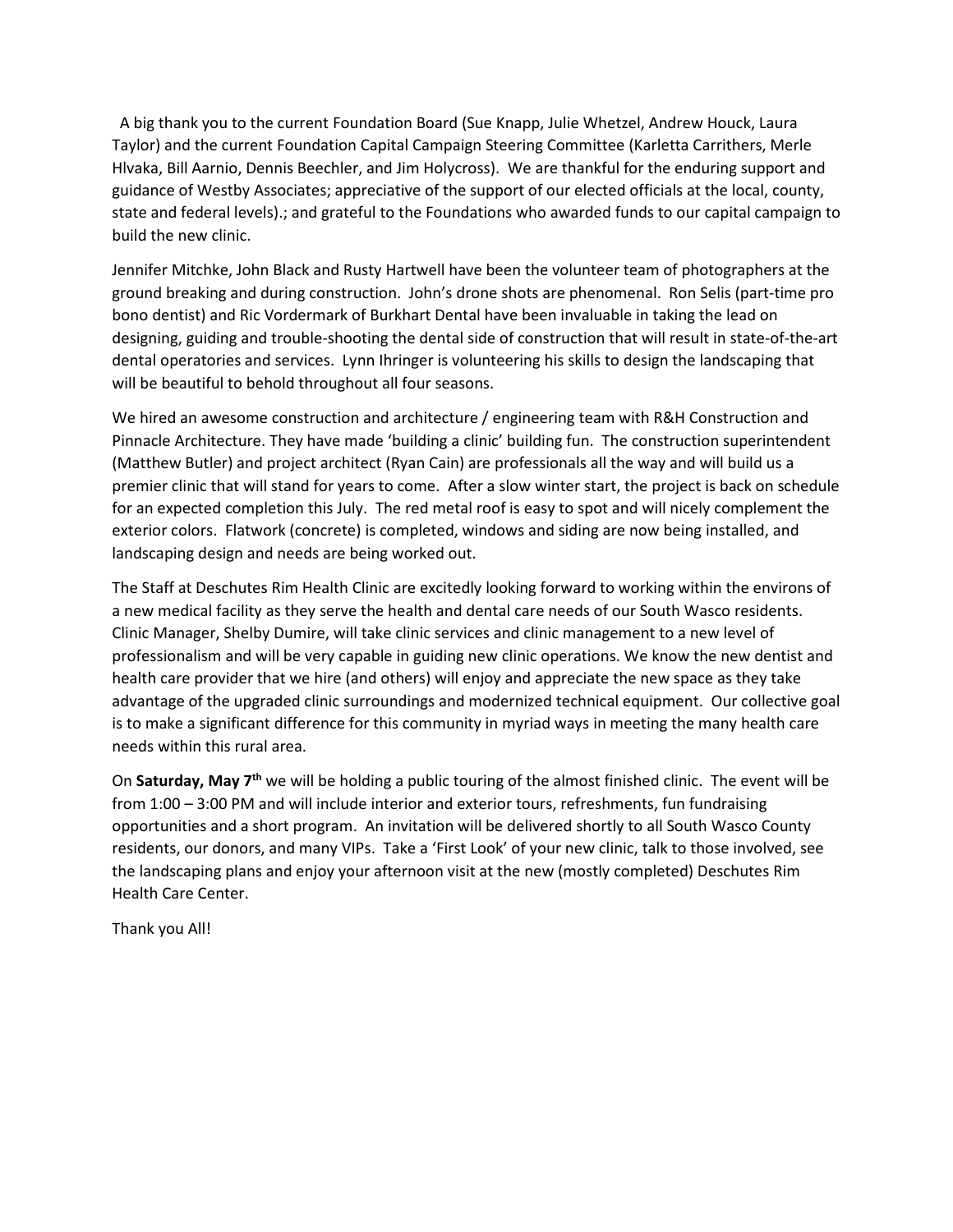A big thank you to the current Foundation Board (Sue Knapp, Julie Whetzel, Andrew Houck, Laura Taylor) and the current Foundation Capital Campaign Steering Committee (Karletta Carrithers, Merle Hlvaka, Bill Aarnio, Dennis Beechler, and Jim Holycross). We are thankful for the enduring support and guidance of Westby Associates; appreciative of the support of our elected officials at the local, county, state and federal levels).; and grateful to the Foundations who awarded funds to our capital campaign to build the new clinic.

Jennifer Mitchke, John Black and Rusty Hartwell have been the volunteer team of photographers at the ground breaking and during construction. John's drone shots are phenomenal. Ron Selis (part-time pro bono dentist) and Ric Vordermark of Burkhart Dental have been invaluable in taking the lead on designing, guiding and trouble-shooting the dental side of construction that will result in state-of-the-art dental operatories and services. Lynn Ihringer is volunteering his skills to design the landscaping that will be beautiful to behold throughout all four seasons.

We hired an awesome construction and architecture / engineering team with R&H Construction and Pinnacle Architecture. They have made 'building a clinic' building fun. The construction superintendent (Matthew Butler) and project architect (Ryan Cain) are professionals all the way and will build us a premier clinic that will stand for years to come. After a slow winter start, the project is back on schedule for an expected completion this July. The red metal roof is easy to spot and will nicely complement the exterior colors. Flatwork (concrete) is completed, windows and siding are now being installed, and landscaping design and needs are being worked out.

The Staff at Deschutes Rim Health Clinic are excitedly looking forward to working within the environs of a new medical facility as they serve the health and dental care needs of our South Wasco residents. Clinic Manager, Shelby Dumire, will take clinic services and clinic management to a new level of professionalism and will be very capable in guiding new clinic operations. We know the new dentist and health care provider that we hire (and others) will enjoy and appreciate the new space as they take advantage of the upgraded clinic surroundings and modernized technical equipment. Our collective goal is to make a significant difference for this community in myriad ways in meeting the many health care needs within this rural area.

On **Saturday, May 7th** we will be holding a public touring of the almost finished clinic. The event will be from 1:00 – 3:00 PM and will include interior and exterior tours, refreshments, fun fundraising opportunities and a short program. An invitation will be delivered shortly to all South Wasco County residents, our donors, and many VIPs. Take a 'First Look' of your new clinic, talk to those involved, see the landscaping plans and enjoy your afternoon visit at the new (mostly completed) Deschutes Rim Health Care Center.

Thank you All!